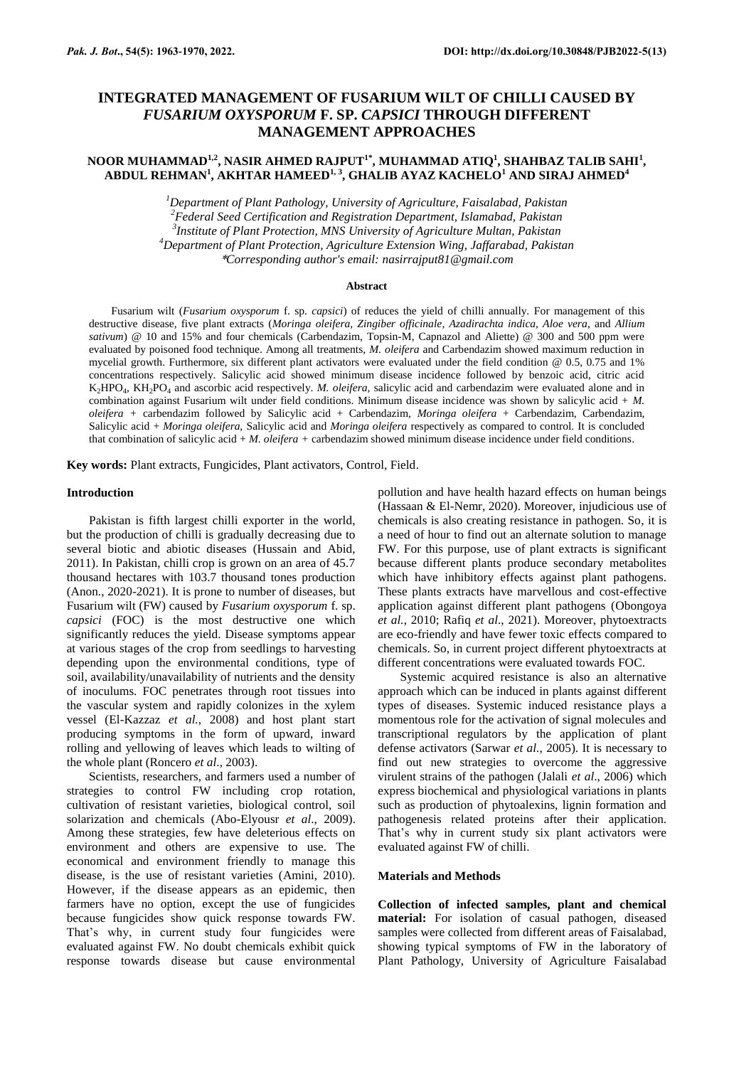# INTEGRATED MANAGEMENT OF FUSARIUM WILT OF CHILLI CAUSED BY *FUSARIUM OXYSPORUM* F. SP. *CAPSICI* THROUGH DIFFERENT MANAGEMENT APPROACHES

**NOOR MUHAMMAD[1,2], NASIR AHMED RAJPUT[1*], MUHAMMAD ATIQ[1], SHAHBAZ TALIB SAHI[1], ABDUL REHMAN[1], AKHTAR HAMEED[1, 3], GHALIB AYAZ KACHELO[1] AND SIRAJ AHMED[4]**

[1]*Department of Plant Pathology, University of Agriculture, Faisalabad, Pakistan*
[2]*Federal Seed Certification and Registration Department, Islamabad, Pakistan*
[3]*Institute of Plant Protection, MNS University of Agriculture Multan, Pakistan*
[4]*Department of Plant Protection, Agriculture Extension Wing, Jaffarabad, Pakistan*
*\*Corresponding author's email: nasirrajput81@gmail.com*

## Abstract

Fusarium wilt (*Fusarium oxysporum* f. sp. *capsici*) of reduces the yield of chilli annually. For management of this destructive disease, five plant extracts (*Moringa oleifera*, *Zingiber officinale*, *Azadirachta indica*, *Aloe vera*, and *Allium sativum*) @ 10 and 15% and four chemicals (Carbendazim, Topsin-M, Capnazol and Aliette) @ 300 and 500 ppm were evaluated by poisoned food technique. Among all treatments, *M. oleifera* and Carbendazim showed maximum reduction in mycelial growth. Furthermore, six different plant activators were evaluated under the field condition @ 0.5, 0.75 and 1% concentrations respectively. Salicylic acid showed minimum disease incidence followed by benzoic acid, citric acid $K_2HPO_4$, $KH_2PO_4$ and ascorbic acid respectively. *M. oleifera*, salicylic acid and carbendazim were evaluated alone and in combination against Fusarium wilt under field conditions. Minimum disease incidence was shown by salicylic acid + *M. oleifera* + carbendazim followed by Salicylic acid + Carbendazim, *Moringa oleifera* + Carbendazim, Carbendazim, Salicylic acid + *Moringa oleifera*, Salicylic acid and *Moringa oleifera* respectively as compared to control. It is concluded that combination of salicylic acid + *M. oleifera* + carbendazim showed minimum disease incidence under field conditions.

**Key words:** Plant extracts, Fungicides, Plant activators, Control, Field.

## Introduction

Pakistan is fifth largest chilli exporter in the world, but the production of chilli is gradually decreasing due to several biotic and abiotic diseases (Hussain and Abid, 2011). In Pakistan, chilli crop is grown on an area of 45.7 thousand hectares with 103.7 thousand tones production (Anon., 2020-2021). It is prone to number of diseases, but Fusarium wilt (FW) caused by *Fusarium oxysporum* f. sp. *capsici* (FOC) is the most destructive one which significantly reduces the yield. Disease symptoms appear at various stages of the crop from seedlings to harvesting depending upon the environmental conditions, type of soil, availability/unavailability of nutrients and the density of inoculums. FOC penetrates through root tissues into the vascular system and rapidly colonizes in the xylem vessel (El-Kazzaz *et al.*, 2008) and host plant start producing symptoms in the form of upward, inward rolling and yellowing of leaves which leads to wilting of the whole plant (Roncero *et al.*, 2003).

Scientists, researchers, and farmers used a number of strategies to control FW including crop rotation, cultivation of resistant varieties, biological control, soil solarization and chemicals (Abo-Elyousr *et al*., 2009). Among these strategies, few have deleterious effects on environment and others are expensive to use. The economical and environment friendly to manage this disease, is the use of resistant varieties (Amini, 2010). However, if the disease appears as an epidemic, then farmers have no option, except the use of fungicides because fungicides show quick response towards FW. That's why, in current study four fungicides were evaluated against FW. No doubt chemicals exhibit quick response towards disease but cause environmental pollution and have health hazard effects on human beings (Hassaan & El-Nemr, 2020). Moreover, injudicious use of chemicals is also creating resistance in pathogen. So, it is a need of hour to find out an alternate solution to manage FW. For this purpose, use of plant extracts is significant because different plants produce secondary metabolites which have inhibitory effects against plant pathogens. These plants extracts have marvellous and cost-effective application against different plant pathogens (Obongoya *et al.*, 2010; Rafiq *et al*., 2021). Moreover, phytoextracts are eco-friendly and have fewer toxic effects compared to chemicals. So, in current project different phytoextracts at different concentrations were evaluated towards FOC.

Systemic acquired resistance is also an alternative approach which can be induced in plants against different types of diseases. Systemic induced resistance plays a momentous role for the activation of signal molecules and transcriptional regulators by the application of plant defense activators (Sarwar *et al.*, 2005). It is necessary to find out new strategies to overcome the aggressive virulent strains of the pathogen (Jalali *et al*., 2006) which express biochemical and physiological variations in plants such as production of phytoalexins, lignin formation and pathogenesis related proteins after their application. That's why in current study six plant activators were evaluated against FW of chilli.

## Materials and Methods

**Collection of infected samples, plant and chemical material:** For isolation of casual pathogen, diseased samples were collected from different areas of Faisalabad, showing typical symptoms of FW in the laboratory of Plant Pathology, University of Agriculture Faisalabad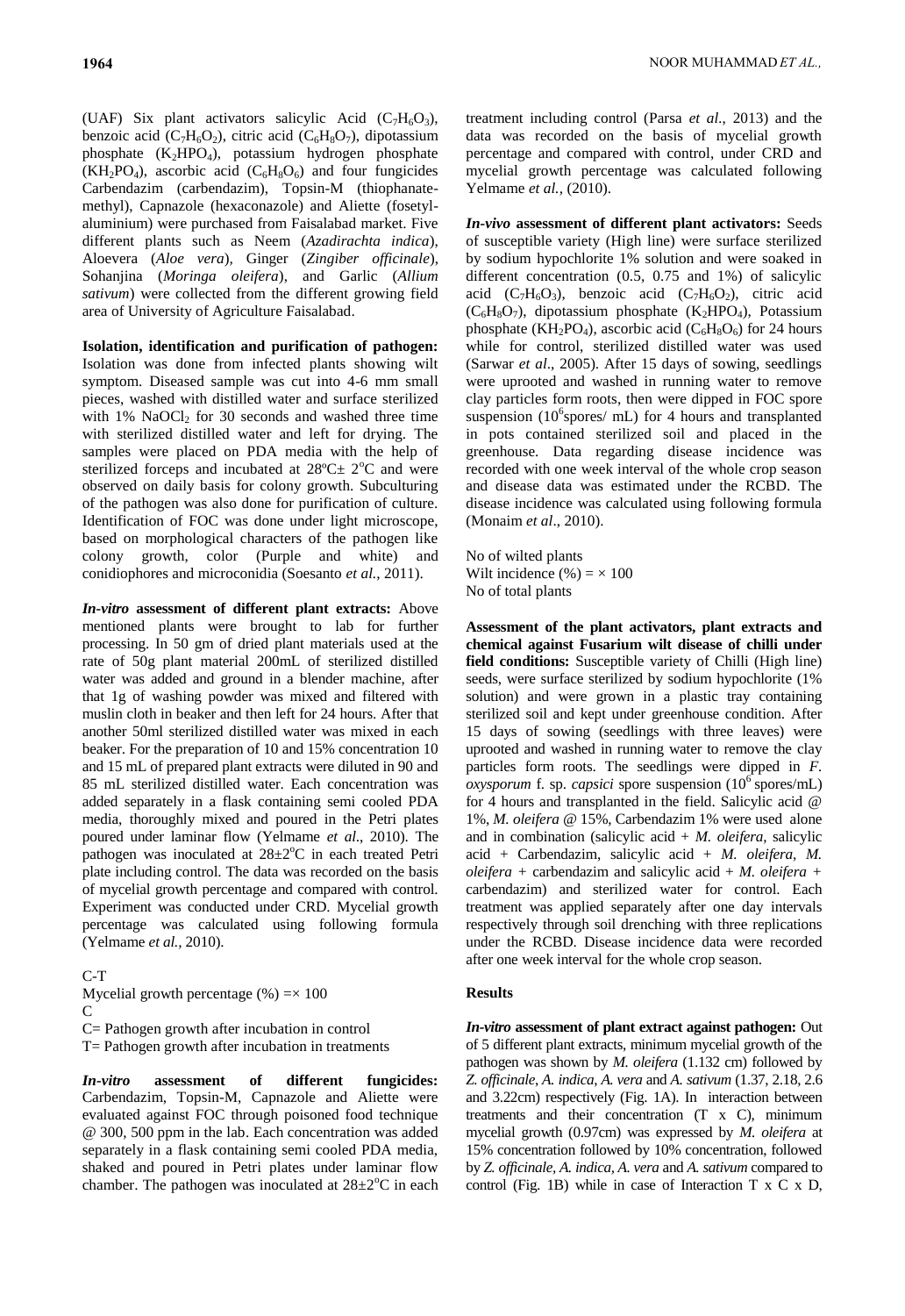(UAF) Six plant activators salicylic Acid ($C_7H_6O_3$), benzoic acid ($C_7H_6O_2$), citric acid ($C_6H_8O_7$), dipotassium phosphate ($K_2HPO_4$), potassium hydrogen phosphate ($KH_2PO_4$), ascorbic acid ($C_6H_8O_6$) and four fungicides Carbendazim (carbendazim), Topsin-M (thiophanate-methyl), Capnazole (hexaconazole) and Aliette (fosetyl-aluminium) were purchased from Faisalabad market. Five different plants such as Neem (*Azadirachta indica*), Aloevera (*Aloe vera*), Ginger (*Zingiber officinale*), Sohanjina (*Moringa oleifera*), and Garlic (*Allium sativum*) were collected from the different growing field area of University of Agriculture Faisalabad.

**Isolation, identification and purification of pathogen:** Isolation was done from infected plants showing wilt symptom. Diseased sample was cut into 4-6 mm small pieces, washed with distilled water and surface sterilized with 1% $NaOCl_2$ for 30 seconds and washed three time with sterilized distilled water and left for drying. The samples were placed on PDA media with the help of sterilized forceps and incubated at 28ºC± 2ºC and were observed on daily basis for colony growth. Subculturing of the pathogen was also done for purification of culture. Identification of FOC was done under light microscope, based on morphological characters of the pathogen like colony growth, color (Purple and white) and conidiophores and microconidia (Soesanto *et al.*, 2011).

***In-vitro* assessment of different plant extracts:** Above mentioned plants were brought to lab for further processing. In 50 gm of dried plant materials used at the rate of 50g plant material 200mL of sterilized distilled water was added and ground in a blender machine, after that 1g of washing powder was mixed and filtered with muslin cloth in beaker and then left for 24 hours. After that another 50ml sterilized distilled water was mixed in each beaker. For the preparation of 10 and 15% concentration 10 and 15 mL of prepared plant extracts were diluted in 90 and 85 mL sterilized distilled water. Each concentration was added separately in a flask containing semi cooled PDA media, thoroughly mixed and poured in the Petri plates poured under laminar flow (Yelmame *et al*., 2010). The pathogen was inoculated at 28±2ºC in each treated Petri plate including control. The data was recorded on the basis of mycelial growth percentage and compared with control. Experiment was conducted under CRD. Mycelial growth percentage was calculated using following formula (Yelmame *et al.*, 2010).

$$\text{Mycelial growth percentage (\%)} = \frac{C-T}{C} \times 100$$

C= Pathogen growth after incubation in control

T= Pathogen growth after incubation in treatments

***In-vitro* assessment of different fungicides:** Carbendazim, Topsin-M, Capnazole and Aliette were evaluated against FOC through poisoned food technique @ 300, 500 ppm in the lab. Each concentration was added separately in a flask containing semi cooled PDA media, shaked and poured in Petri plates under laminar flow chamber. The pathogen was inoculated at 28±2ºC in each treatment including control (Parsa *et al*., 2013) and the data was recorded on the basis of mycelial growth percentage and compared with control, under CRD and mycelial growth percentage was calculated following Yelmame *et al.*, (2010).

***In-vivo* assessment of different plant activators:** Seeds of susceptible variety (High line) were surface sterilized by sodium hypochlorite 1% solution and were soaked in different concentration (0.5, 0.75 and 1%) of salicylic acid ($C_7H_6O_3$), benzoic acid ($C_7H_6O_2$), citric acid ($C_6H_8O_7$), dipotassium phosphate ($K_2HPO_4$), Potassium phosphate ($KH_2PO_4$), ascorbic acid ($C_6H_8O_6$) for 24 hours while for control, sterilized distilled water was used (Sarwar *et al*., 2005). After 15 days of sowing, seedlings were uprooted and washed in running water to remove clay particles form roots, then were dipped in FOC spore suspension ($10^6$spores/ mL) for 4 hours and transplanted in pots contained sterilized soil and placed in the greenhouse. Data regarding disease incidence was recorded with one week interval of the whole crop season and disease data was estimated under the RCBD. The disease incidence was calculated using following formula (Monaim *et al*., 2010).

$$\text{Wilt incidence (\%)} = \frac{\text{No of wilted plants}}{\text{No of total plants}} \times 100$$

**Assessment of the plant activators, plant extracts and chemical against Fusarium wilt disease of chilli under field conditions:** Susceptible variety of Chilli (High line) seeds, were surface sterilized by sodium hypochlorite (1% solution) and were grown in a plastic tray containing sterilized soil and kept under greenhouse condition. After 15 days of sowing (seedlings with three leaves) were uprooted and washed in running water to remove the clay particles form roots. The seedlings were dipped in *F. oxysporum* f. sp. *capsici* spore suspension ($10^6$ spores/mL) for 4 hours and transplanted in the field. Salicylic acid @ 1%, *M. oleifera* @ 15%, Carbendazim 1% were used alone and in combination (salicylic acid + *M. oleifera*, salicylic acid + Carbendazim, salicylic acid + *M. oleifera*, *M. oleifera* + carbendazim and salicylic acid + *M. oleifera* + carbendazim) and sterilized water for control. Each treatment was applied separately after one day intervals respectively through soil drenching with three replications under the RCBD. Disease incidence data were recorded after one week interval for the whole crop season.

## Results

***In-vitro* assessment of plant extract against pathogen:** Out of 5 different plant extracts, minimum mycelial growth of the pathogen was shown by *M. oleifera* (1.132 cm) followed by *Z. officinale*, *A. indica*, *A. vera* and *A. sativum* (1.37, 2.18, 2.6 and 3.22cm) respectively (Fig. 1A). In interaction between treatments and their concentration (T x C), minimum mycelial growth (0.97cm) was expressed by *M. oleifera* at 15% concentration followed by 10% concentration, followed by *Z. officinale*, *A. indica*, *A. vera* and *A. sativum* compared to control (Fig. 1B) while in case of Interaction T x C x D,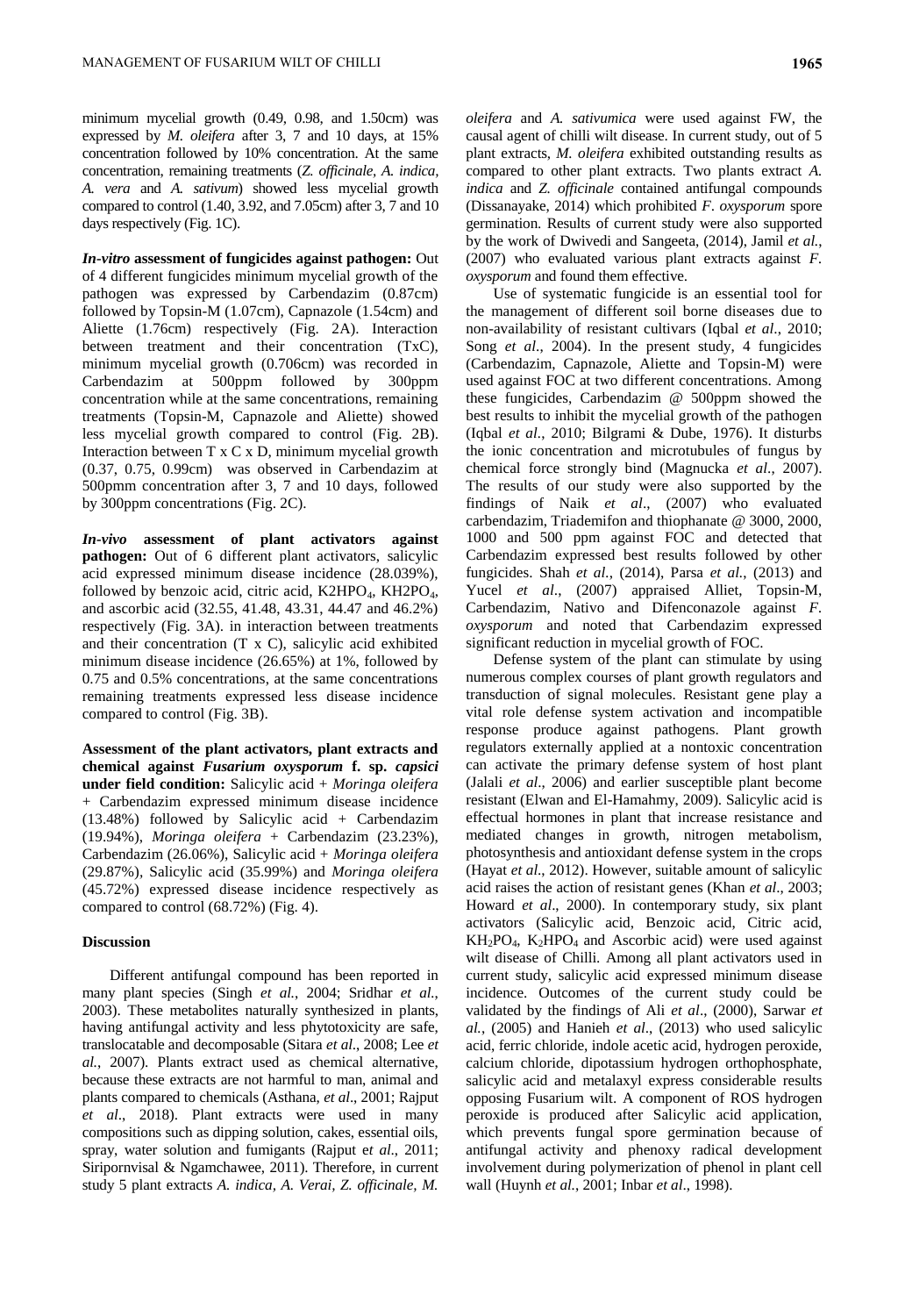minimum mycelial growth (0.49, 0.98, and 1.50cm) was expressed by *M. oleifera* after 3, 7 and 10 days, at 15% concentration followed by 10% concentration. At the same concentration, remaining treatments (*Z. officinale, A. indica, A. vera* and *A. sativum*) showed less mycelial growth compared to control (1.40, 3.92, and 7.05cm) after 3, 7 and 10 days respectively (Fig. 1C).

***In-vitro* assessment of fungicides against pathogen:** Out of 4 different fungicides minimum mycelial growth of the pathogen was expressed by Carbendazim (0.87cm) followed by Topsin-M (1.07cm), Capnazole (1.54cm) and Aliette (1.76cm) respectively (Fig. 2A). Interaction between treatment and their concentration (TxC), minimum mycelial growth (0.706cm) was recorded in Carbendazim at 500ppm followed by 300ppm concentration while at the same concentrations, remaining treatments (Topsin-M, Capnazole and Aliette) showed less mycelial growth compared to control (Fig. 2B). Interaction between T x C x D, minimum mycelial growth (0.37, 0.75, 0.99cm) was observed in Carbendazim at 500pmm concentration after 3, 7 and 10 days, followed by 300ppm concentrations (Fig. 2C).

***In-vivo* assessment of plant activators against pathogen:** Out of 6 different plant activators, salicylic acid expressed minimum disease incidence (28.039%), followed by benzoic acid, citric acid, K2HPO$_4$, KH2PO$_4$, and ascorbic acid (32.55, 41.48, 43.31, 44.47 and 46.2%) respectively (Fig. 3A). in interaction between treatments and their concentration (T x C), salicylic acid exhibited minimum disease incidence (26.65%) at 1%, followed by 0.75 and 0.5% concentrations, at the same concentrations remaining treatments expressed less disease incidence compared to control (Fig. 3B).

**Assessment of the plant activators, plant extracts and chemical against *Fusarium oxysporum* f. sp. *capsici* under field condition:** Salicylic acid + *Moringa oleifera* + Carbendazim expressed minimum disease incidence (13.48%) followed by Salicylic acid + Carbendazim (19.94%), *Moringa oleifera* + Carbendazim (23.23%), Carbendazim (26.06%), Salicylic acid + *Moringa oleifera* (29.87%), Salicylic acid (35.99%) and *Moringa oleifera* (45.72%) expressed disease incidence respectively as compared to control (68.72%) (Fig. 4).

## Discussion

Different antifungal compound has been reported in many plant species (Singh *et al.*, 2004; Sridhar *et al.*, 2003). These metabolites naturally synthesized in plants, having antifungal activity and less phytotoxicity are safe, translocatable and decomposable (Sitara *et al*., 2008; Lee *et al.*, 2007). Plants extract used as chemical alternative, because these extracts are not harmful to man, animal and plants compared to chemicals (Asthana, *et al*., 2001; Rajput *et al*., 2018). Plant extracts were used in many compositions such as dipping solution, cakes, essential oils, spray, water solution and fumigants (Rajput e*t al*., 2011; Siripornvisal & Ngamchawee, 2011). Therefore, in current study 5 plant extracts *A. indica, A. Verai, Z. officinale, M. oleifera* and *A. sativumica* were used against FW, the causal agent of chilli wilt disease. In current study, out of 5 plant extracts, *M. oleifera* exhibited outstanding results as compared to other plant extracts. Two plants extract *A. indica* and *Z. officinale* contained antifungal compounds (Dissanayake, 2014) which prohibited *F. oxysporum* spore germination. Results of current study were also supported by the work of Dwivedi and Sangeeta, (2014), Jamil *et al.*, (2007) who evaluated various plant extracts against *F. oxysporum* and found them effective.

Use of systematic fungicide is an essential tool for the management of different soil borne diseases due to non-availability of resistant cultivars (Iqbal *et al*., 2010; Song *et al*., 2004). In the present study, 4 fungicides (Carbendazim, Capnazole, Aliette and Topsin-M) were used against FOC at two different concentrations. Among these fungicides, Carbendazim @ 500ppm showed the best results to inhibit the mycelial growth of the pathogen (Iqbal *et al*., 2010; Bilgrami & Dube, 1976). It disturbs the ionic concentration and microtubules of fungus by chemical force strongly bind (Magnucka *et al*., 2007). The results of our study were also supported by the findings of Naik *et al*., (2007) who evaluated carbendazim, Triademifon and thiophanate @ 3000, 2000, 1000 and 500 ppm against FOC and detected that Carbendazim expressed best results followed by other fungicides. Shah *et al.*, (2014), Parsa *et al.*, (2013) and Yucel *et al.*, (2007) appraised Alliet, Topsin-M, Carbendazim, Nativo and Difenconazole against *F. oxysporum* and noted that Carbendazim expressed significant reduction in mycelial growth of FOC.

Defense system of the plant can stimulate by using numerous complex courses of plant growth regulators and transduction of signal molecules. Resistant gene play a vital role defense system activation and incompatible response produce against pathogens. Plant growth regulators externally applied at a nontoxic concentration can activate the primary defense system of host plant (Jalali *et al*., 2006) and earlier susceptible plant become resistant (Elwan and El-Hamahmy, 2009). Salicylic acid is effectual hormones in plant that increase resistance and mediated changes in growth, nitrogen metabolism, photosynthesis and antioxidant defense system in the crops (Hayat *et al*., 2012). However, suitable amount of salicylic acid raises the action of resistant genes (Khan *et al*., 2003; Howard *et al*., 2000). In contemporary study, six plant activators (Salicylic acid, Benzoic acid, Citric acid, $KH_2PO_4$, $K_2HPO_4$ and Ascorbic acid) were used against wilt disease of Chilli. Among all plant activators used in current study, salicylic acid expressed minimum disease incidence. Outcomes of the current study could be validated by the findings of Ali *et al*., (2000), Sarwar *et al.*, (2005) and Hanieh *et al*., (2013) who used salicylic acid, ferric chloride, indole acetic acid, hydrogen peroxide, calcium chloride, dipotassium hydrogen orthophosphate, salicylic acid and metalaxyl express considerable results opposing Fusarium wilt. A component of ROS hydrogen peroxide is produced after Salicylic acid application, which prevents fungal spore germination because of antifungal activity and phenoxy radical development involvement during polymerization of phenol in plant cell wall (Huynh *et al.*, 2001; Inbar *et al*., 1998).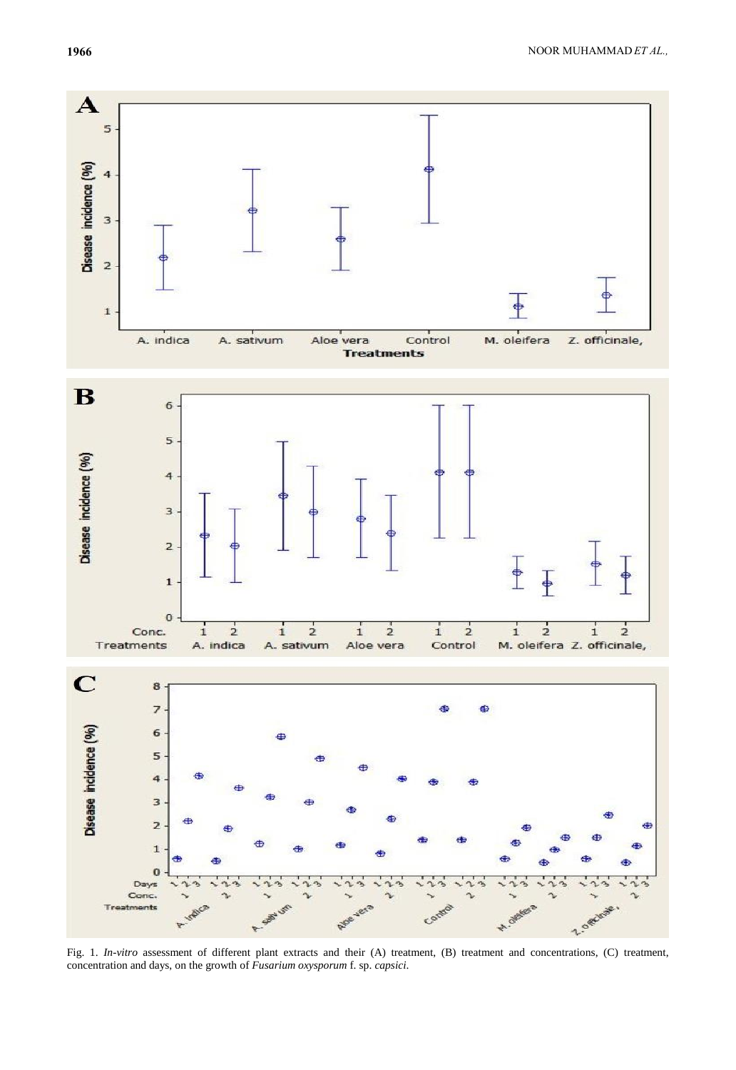Fig. 1. *In-vitro* assessment of different plant extracts and their (A) treatment, (B) treatment and concentrations, (C) treatment, concentration and days, on the growth of *Fusarium oxysporum* f. sp. *capsici*.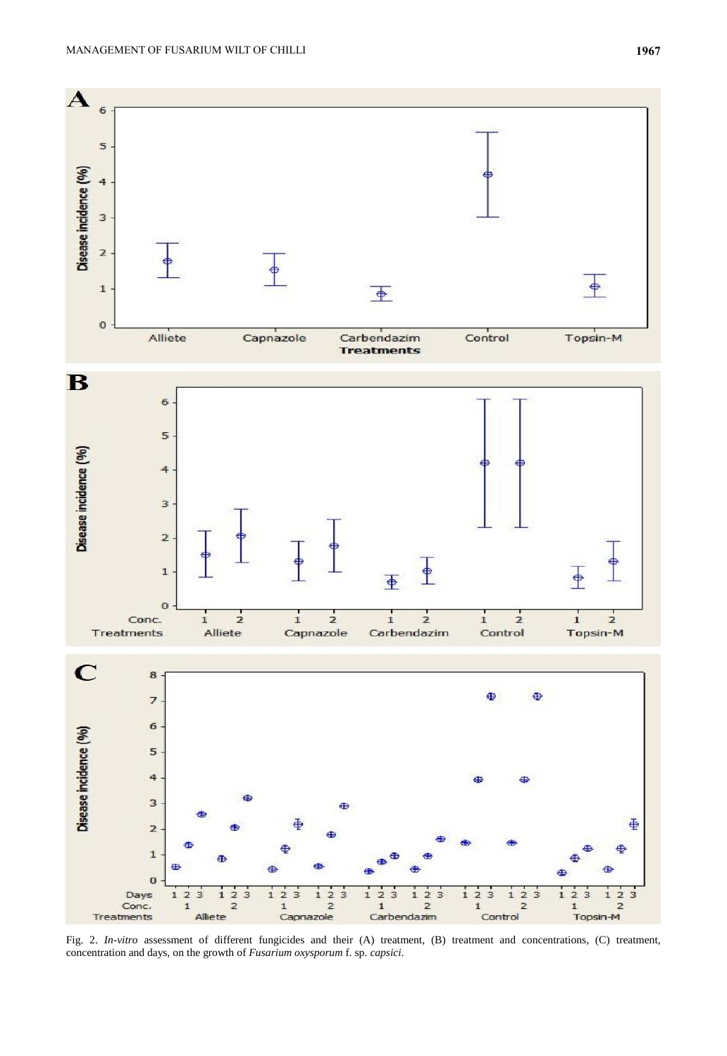Fig. 2. *In-vitro* assessment of different fungicides and their (A) treatment, (B) treatment and concentrations, (C) treatment, concentration and days, on the growth of *Fusarium oxysporum* f. sp. *capsici*.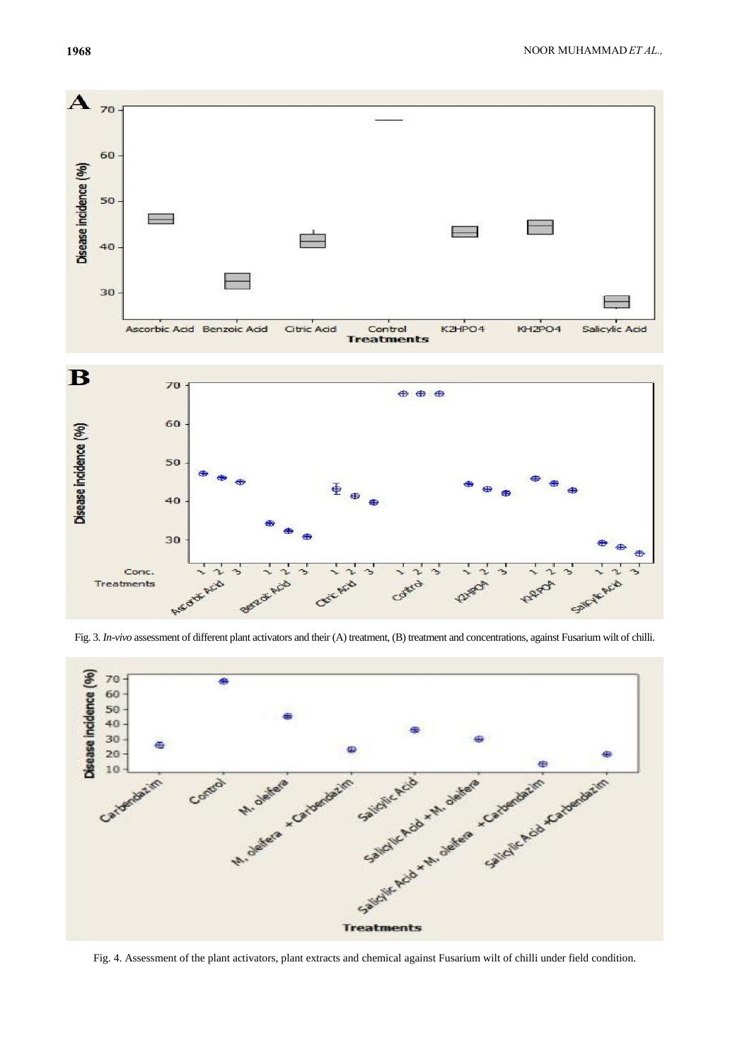Fig. 3. *In-vivo* assessment of different plant activators and their (A) treatment, (B) treatment and concentrations, against Fusarium wilt of chilli.

Fig. 4. Assessment of the plant activators, plant extracts and chemical against Fusarium wilt of chilli under field condition.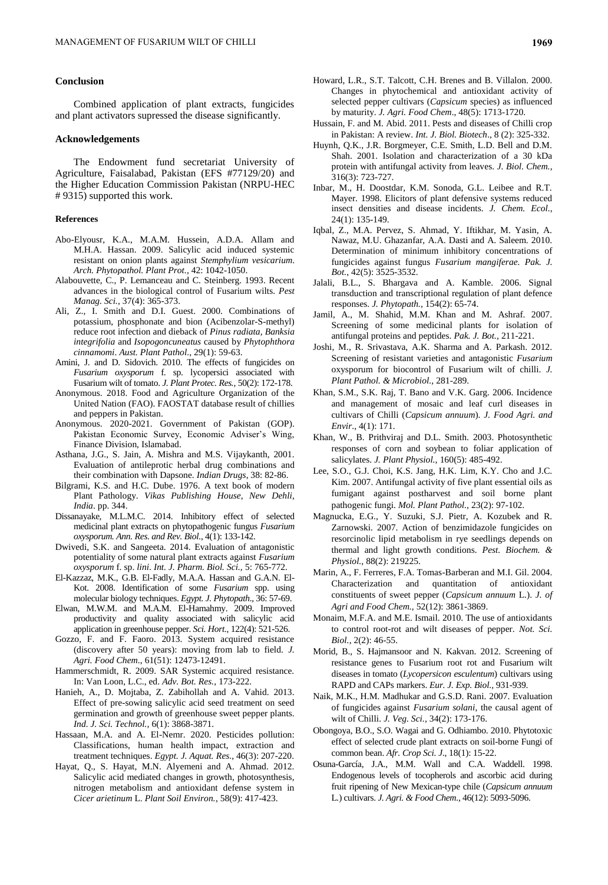## Conclusion

Combined application of plant extracts, fungicides and plant activators supressed the disease significantly.

## Acknowledgements

The Endowment fund secretariat University of Agriculture, Faisalabad, Pakistan (EFS #77129/20) and the Higher Education Commission Pakistan (NRPU-HEC # 9315) supported this work.

## References

- Abo-Elyousr, K.A., M.A.M. Hussein, A.D.A. Allam and M.H.A. Hassan. 2009. Salicylic acid induced systemic resistant on onion plants against *Stemphylium vesicarium*. *Arch. Phytopathol. Plant Prot.,* 42: 1042-1050.
- Alabouvette, C., P. Lemanceau and C. Steinberg. 1993. Recent advances in the biological control of Fusarium wilts. *Pest Manag. Sci.,* 37(4): 365-373.
- Ali, Z., I. Smith and D.I. Guest. 2000. Combinations of potassium, phosphonate and bion (Acibenzolar-S-methyl) reduce root infection and dieback of *Pinus radiata, Banksia integrifolia* and *Isopogoncuneatus* caused by *Phytophthora cinnamomi*. *Aust. Plant Pathol.,* 29(1): 59-63.
- Amini, J. and D. Sidovich. 2010. The effects of fungicides on *Fusarium oxysporum* f. sp. lycopersici associated with Fusarium wilt of tomato. *J. Plant Protec. Res.,* 50(2): 172-178.
- Anonymous. 2018. Food and Agriculture Organization of the United Nation (FAO). FAOSTAT database result of chillies and peppers in Pakistan.
- Anonymous. 2020-2021. Government of Pakistan (GOP). Pakistan Economic Survey, Economic Adviser's Wing, Finance Division, Islamabad.
- Asthana, J.G., S. Jain, A. Mishra and M.S. Vijaykanth, 2001. Evaluation of antileprotic herbal drug combinations and their combination with Dapsone. *Indian Drugs*, 38: 82-86.
- Bilgrami, K.S. and H.C. Dube. 1976. A text book of modern Plant Pathology. *Vikas Publishing House, New Dehli, India*. pp. 344.
- Dissanayake, M.L.M.C. 2014. Inhibitory effect of selected medicinal plant extracts on phytopathogenic fungus *Fusarium oxysporum. Ann. Res. and Rev. Biol.,* 4(1): 133-142.
- Dwivedi, S.K. and Sangeeta. 2014. Evaluation of antagonistic potentiality of some natural plant extracts against *Fusarium oxysporum* f. sp. *lini*. *Int. J. Pharm. Biol. Sci.,* 5: 765-772.
- El-Kazzaz, M.K., G.B. El-Fadly, M.A.A. Hassan and G.A.N. El-Kot. 2008. Identification of some *Fusarium* spp. using molecular biology techniques. *Egypt. J. Phytopath*., 36: 57-69.
- Elwan, M.W.M. and M.A.M. El-Hamahmy. 2009. Improved productivity and quality associated with salicylic acid application in greenhouse pepper. *Sci. Hort.,* 122(4): 521-526.
- Gozzo, F. and F. Faoro. 2013. System acquired resistance (discovery after 50 years): moving from lab to field. *J. Agri. Food Chem*., 61(51): 12473-12491.
- Hammerschmidt, R. 2009. SAR Systemic acquired resistance. In: Van Loon, L.C., ed. *Adv. Bot. Res.,* 173-222.
- Hanieh, A., D. Mojtaba, Z. Zabihollah and A. Vahid. 2013. Effect of pre-sowing salicylic acid seed treatment on seed germination and growth of greenhouse sweet pepper plants. *Ind. J. Sci. Technol.,* 6(1): 3868-3871.
- Hassaan, M.A. and A. El-Nemr. 2020. Pesticides pollution: Classifications, human health impact, extraction and treatment techniques. *Egypt. J. Aquat. Res*., 46(3): 207-220.
- Hayat, Q., S. Hayat, M.N. Alyemeni and A. Ahmad. 2012. Salicylic acid mediated changes in growth, photosynthesis, nitrogen metabolism and antioxidant defense system in *Cicer arietinum* L. *Plant Soil Environ.,* 58(9): 417-423.
- Howard, L.R., S.T. Talcott, C.H. Brenes and B. Villalon. 2000. Changes in phytochemical and antioxidant activity of selected pepper cultivars (*Capsicum* species) as influenced by maturity. *J. Agri. Food Chem*., 48(5): 1713-1720.
- Hussain, F. and M. Abid. 2011. Pests and diseases of Chilli crop in Pakistan: A review. *Int. J. Biol. Biotech*., 8 (2): 325-332.
- Huynh, Q.K., J.R. Borgmeyer, C.E. Smith, L.D. Bell and D.M. Shah. 2001. Isolation and characterization of a 30 kDa protein with antifungal activity from leaves. *J. Biol. Chem.,* 316(3): 723-727.
- Inbar, M., H. Doostdar, K.M. Sonoda, G.L. Leibee and R.T. Mayer. 1998. Elicitors of plant defensive systems reduced insect densities and disease incidents. *J. Chem. Ecol.,* 24(1): 135-149.
- Iqbal, Z., M.A. Pervez, S. Ahmad, Y. Iftikhar, M. Yasin, A. Nawaz, M.U. Ghazanfar, A.A. Dasti and A. Saleem. 2010. Determination of minimum inhibitory concentrations of fungicides against fungus *Fusarium mangiferae. Pak. J. Bot.,* 42(5): 3525-3532.
- Jalali, B.L., S. Bhargava and A. Kamble. 2006. Signal transduction and transcriptional regulation of plant defence responses. *J. Phytopath.,* 154(2): 65-74.
- Jamil, A., M. Shahid, M.M. Khan and M. Ashraf. 2007. Screening of some medicinal plants for isolation of antifungal proteins and peptides. *Pak. J. Bot.,* 211-221.
- Joshi, M., R. Srivastava, A.K. Sharma and A. Parkash. 2012. Screening of resistant varieties and antagonistic *Fusarium* oxysporum for biocontrol of Fusarium wilt of chilli. *J. Plant Pathol. & Microbiol.,* 281-289.
- Khan, S.M., S.K. Raj, T. Bano and V.K. Garg. 2006. Incidence and management of mosaic and leaf curl diseases in cultivars of Chilli (*Capsicum annuum*). *J. Food Agri. and Envir*., 4(1): 171.
- Khan, W., B. Prithviraj and D.L. Smith. 2003. Photosynthetic responses of corn and soybean to foliar application of salicylates. *J. Plant Physiol.,* 160(5): 485-492.
- Lee, S.O., G.J. Choi, K.S. Jang, H.K. Lim, K.Y. Cho and J.C. Kim. 2007. Antifungal activity of five plant essential oils as fumigant against postharvest and soil borne plant pathogenic fungi. *Mol. Plant Pathol.,* 23(2): 97-102.
- Magnucka, E.G., Y. Suzuki, S.J. Pietr, A. Kozubek and R. Zarnowski. 2007. Action of benzimidazole fungicides on resorcinolic lipid metabolism in rye seedlings depends on thermal and light growth conditions. *Pest. Biochem. & Physiol.,* 88(2): 219225.
- Marin, A., F. Ferreres, F.A. Tomas-Barberan and M.I. Gil. 2004. Characterization and quantitation of antioxidant constituents of sweet pepper (*Capsicum annuum* L.). *J. of Agri and Food Chem.,* 52(12): 3861-3869.
- Monaim, M.F.A. and M.E. Ismail. 2010. The use of antioxidants to control root-rot and wilt diseases of pepper. *Not. Sci. Biol.,* 2(2): 46-55.
- Morid, B., S. Hajmansoor and N. Kakvan. 2012. Screening of resistance genes to Fusarium root rot and Fusarium wilt diseases in tomato (*Lycopersicon esculentum*) cultivars using RAPD and CAPs markers. *Eur. J. Exp. Biol.,* 931-939.
- Naik, M.K., H.M. Madhukar and G.S.D. Rani. 2007. Evaluation of fungicides against *Fusarium solani*, the causal agent of wilt of Chilli. *J. Veg. Sci.,* 34(2): 173-176.
- Obongoya, B.O., S.O. Wagai and G. Odhiambo. 2010. Phytotoxic effect of selected crude plant extracts on soil-borne Fungi of common bean. *Afr. Crop Sci. J*., 18(1): 15-22.
- Osuna-García, J.A., M.M. Wall and C.A. Waddell. 1998. Endogenous levels of tocopherols and ascorbic acid during fruit ripening of New Mexican-type chile (*Capsicum annuum* L.) cultivars. *J. Agri. & Food Chem.,* 46(12): 5093-5096.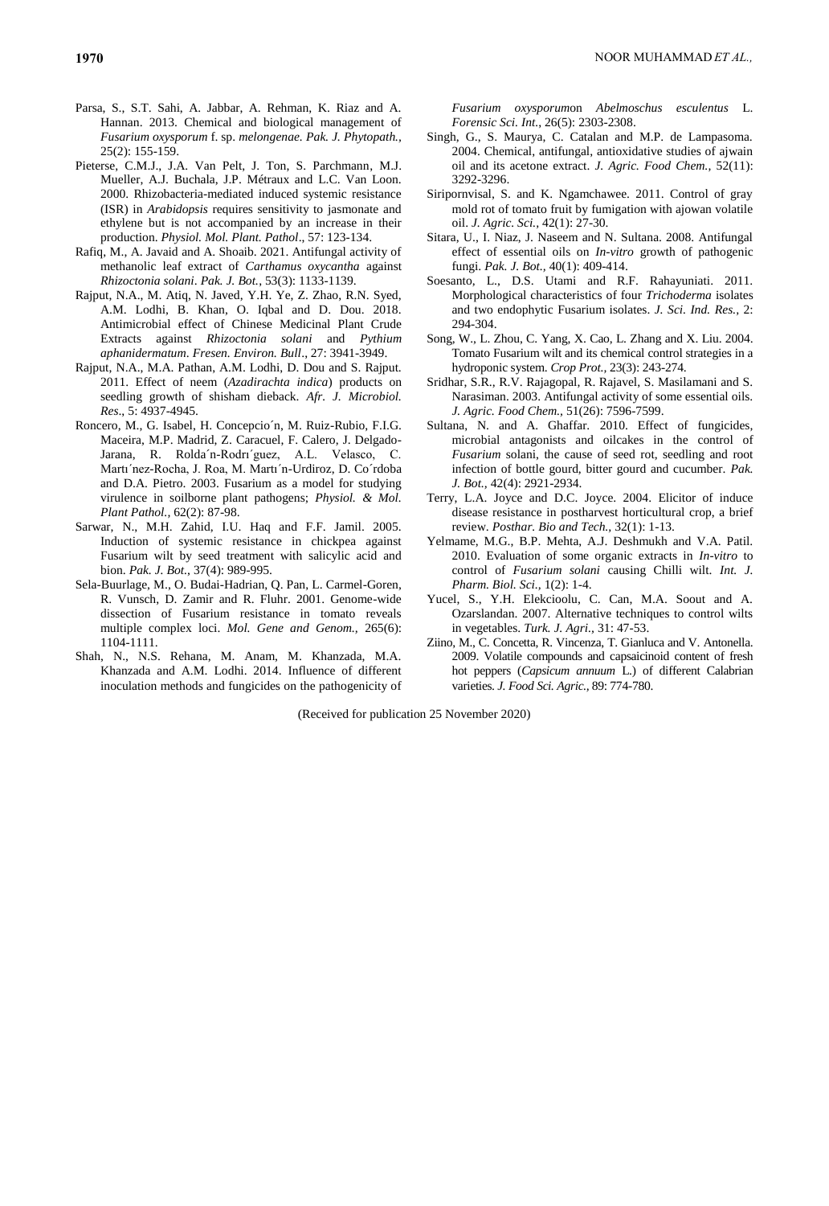Parsa, S., S.T. Sahi, A. Jabbar, A. Rehman, K. Riaz and A. Hannan. 2013. Chemical and biological management of *Fusarium oxysporum* f. sp. *melongenae*. *Pak. J. Phytopath.*, 25(2): 155-159.

Pieterse, C.M.J., J.A. Van Pelt, J. Ton, S. Parchmann, M.J. Mueller, A.J. Buchala, J.P. Métraux and L.C. Van Loon. 2000. Rhizobacteria-mediated induced systemic resistance (ISR) in *Arabidopsis* requires sensitivity to jasmonate and ethylene but is not accompanied by an increase in their production. *Physiol. Mol. Plant. Pathol*., 57: 123-134.

Rafiq, M., A. Javaid and A. Shoaib. 2021. Antifungal activity of methanolic leaf extract of *Carthamus oxycantha* against *Rhizoctonia solani*. *Pak. J. Bot.*, 53(3): 1133-1139.

Rajput, N.A., M. Atiq, N. Javed, Y.H. Ye, Z. Zhao, R.N. Syed, A.M. Lodhi, B. Khan, O. Iqbal and D. Dou. 2018. Antimicrobial effect of Chinese Medicinal Plant Crude Extracts against *Rhizoctonia solani* and *Pythium aphanidermatum*. *Fresen. Environ. Bull*., 27: 3941-3949.

Rajput, N.A., M.A. Pathan, A.M. Lodhi, D. Dou and S. Rajput. 2011. Effect of neem (*Azadirachta indica*) products on seedling growth of shisham dieback. *Afr. J. Microbiol. Res*., 5: 4937-4945.

Roncero, M., G. Isabel, H. Concepcio´n, M. Ruiz-Rubio, F.I.G. Maceira, M.P. Madrid, Z. Caracuel, F. Calero, J. Delgado-Jarana, R. Rolda´n-Rodrı´guez, A.L. Velasco, C. Martı´nez-Rocha, J. Roa, M. Martı´n-Urdiroz, D. Co´rdoba and D.A. Pietro. 2003. Fusarium as a model for studying virulence in soilborne plant pathogens; *Physiol. & Mol. Plant Pathol.*, 62(2): 87-98.

Sarwar, N., M.H. Zahid, I.U. Haq and F.F. Jamil. 2005. Induction of systemic resistance in chickpea against Fusarium wilt by seed treatment with salicylic acid and bion. *Pak. J. Bot.*, 37(4): 989-995.

Sela-Buurlage, M., O. Budai-Hadrian, Q. Pan, L. Carmel-Goren, R. Vunsch, D. Zamir and R. Fluhr. 2001. Genome-wide dissection of Fusarium resistance in tomato reveals multiple complex loci. *Mol. Gene and Genom.*, 265(6): 1104-1111.

Shah, N., N.S. Rehana, M. Anam, M. Khanzada, M.A. Khanzada and A.M. Lodhi. 2014. Influence of different inoculation methods and fungicides on the pathogenicity of *Fusarium oxysporum*on *Abelmoschus esculentus* L. *Forensic Sci. Int.*, 26(5): 2303-2308.

Singh, G., S. Maurya, C. Catalan and M.P. de Lampasoma. 2004. Chemical, antifungal, antioxidative studies of ajwain oil and its acetone extract. *J. Agric. Food Chem.*, 52(11): 3292-3296.

Siripornvisal, S. and K. Ngamchawee. 2011. Control of gray mold rot of tomato fruit by fumigation with ajowan volatile oil. *J. Agric. Sci.*, 42(1): 27-30.

Sitara, U., I. Niaz, J. Naseem and N. Sultana. 2008. Antifungal effect of essential oils on *In-vitro* growth of pathogenic fungi. *Pak. J. Bot.*, 40(1): 409-414.

Soesanto, L., D.S. Utami and R.F. Rahayuniati. 2011. Morphological characteristics of four *Trichoderma* isolates and two endophytic Fusarium isolates. *J. Sci. Ind. Res.*, 2: 294-304.

Song, W., L. Zhou, C. Yang, X. Cao, L. Zhang and X. Liu. 2004. Tomato Fusarium wilt and its chemical control strategies in a hydroponic system. *Crop Prot.*, 23(3): 243-274.

Sridhar, S.R., R.V. Rajagopal, R. Rajavel, S. Masilamani and S. Narasiman. 2003. Antifungal activity of some essential oils. *J. Agric. Food Chem.*, 51(26): 7596-7599.

Sultana, N. and A. Ghaffar. 2010. Effect of fungicides, microbial antagonists and oilcakes in the control of *Fusarium* solani, the cause of seed rot, seedling and root infection of bottle gourd, bitter gourd and cucumber. *Pak. J. Bot.*, 42(4): 2921-2934.

Terry, L.A. Joyce and D.C. Joyce. 2004. Elicitor of induce disease resistance in postharvest horticultural crop, a brief review. *Posthar. Bio and Tech.*, 32(1): 1-13.

Yelmame, M.G., B.P. Mehta, A.J. Deshmukh and V.A. Patil. 2010. Evaluation of some organic extracts in *In-vitro* to control of *Fusarium solani* causing Chilli wilt. *Int. J. Pharm. Biol. Sci.*, 1(2): 1-4.

Yucel, S., Y.H. Elekcioolu, C. Can, M.A. Soout and A. Ozarslandan. 2007. Alternative techniques to control wilts in vegetables. *Turk. J. Agri.*, 31: 47-53.

Ziino, M., C. Concetta, R. Vincenza, T. Gianluca and V. Antonella. 2009. Volatile compounds and capsaicinoid content of fresh hot peppers (*Capsicum annuum* L.) of different Calabrian varieties. *J. Food Sci. Agric.*, 89: 774-780.

(Received for publication 25 November 2020)